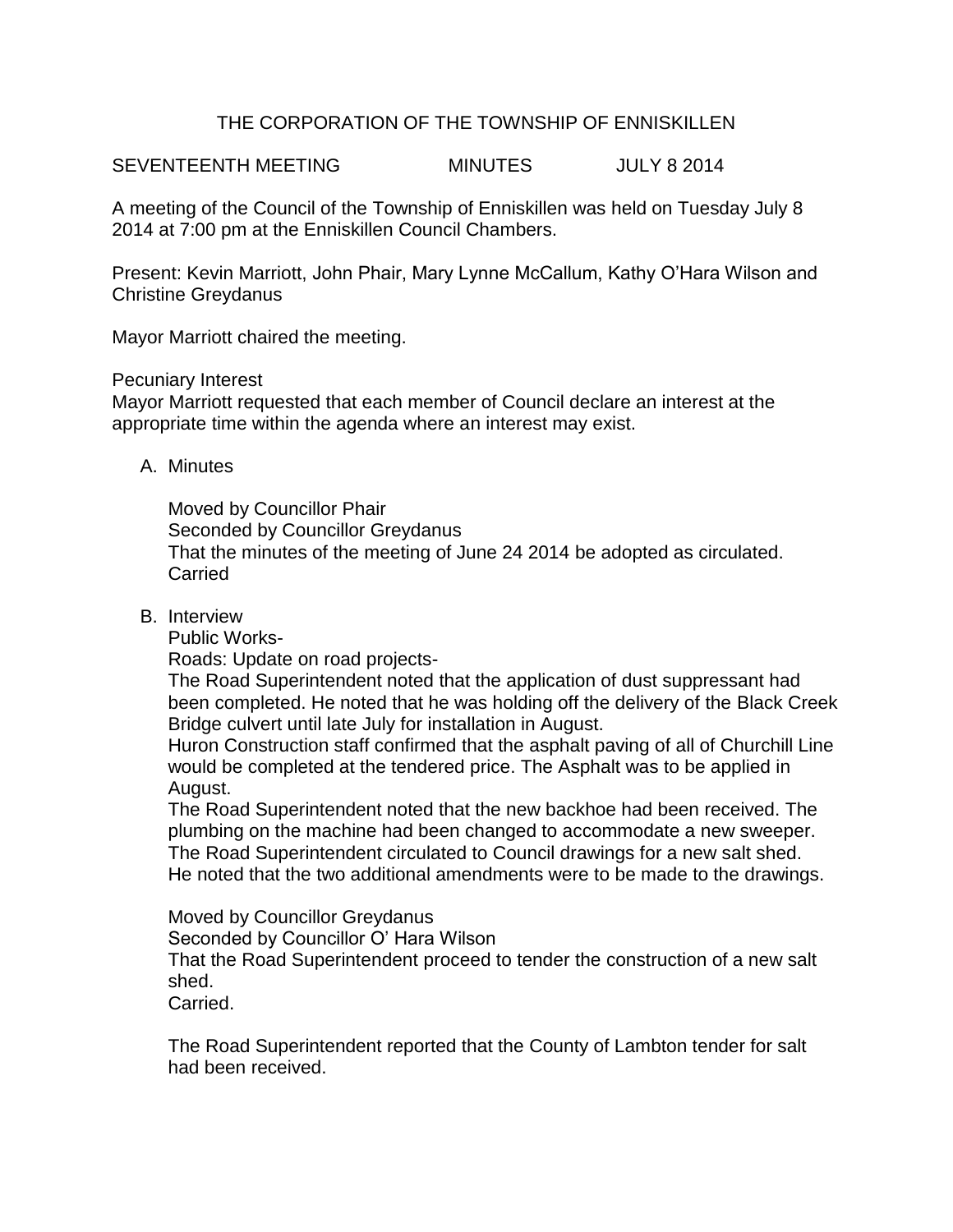# THE CORPORATION OF THE TOWNSHIP OF ENNISKILLEN

SEVENTEENTH MEETING MINUTES JULY 8 2014

A meeting of the Council of the Township of Enniskillen was held on Tuesday July 8 2014 at 7:00 pm at the Enniskillen Council Chambers.

Present: Kevin Marriott, John Phair, Mary Lynne McCallum, Kathy O'Hara Wilson and Christine Greydanus

Mayor Marriott chaired the meeting.

Pecuniary Interest
Mayor Marriott requested that each member of Council declare an interest at the appropriate time within the agenda where an interest may exist.

A. Minutes

   Moved by Councillor Phair
   Seconded by Councillor Greydanus
   That the minutes of the meeting of June 24 2014 be adopted as circulated.
   Carried

B. Interview

   Public Works-
   Roads: Update on road projects-
   The Road Superintendent noted that the application of dust suppressant had been completed. He noted that he was holding off the delivery of the Black Creek Bridge culvert until late July for installation in August.
   Huron Construction staff confirmed that the asphalt paving of all of Churchill Line would be completed at the tendered price. The Asphalt was to be applied in August.
   The Road Superintendent noted that the new backhoe had been received. The plumbing on the machine had been changed to accommodate a new sweeper.
   The Road Superintendent circulated to Council drawings for a new salt shed. He noted that the two additional amendments were to be made to the drawings.

   Moved by Councillor Greydanus
   Seconded by Councillor O' Hara Wilson
   That the Road Superintendent proceed to tender the construction of a new salt shed.
   Carried.

   The Road Superintendent reported that the County of Lambton tender for salt had been received.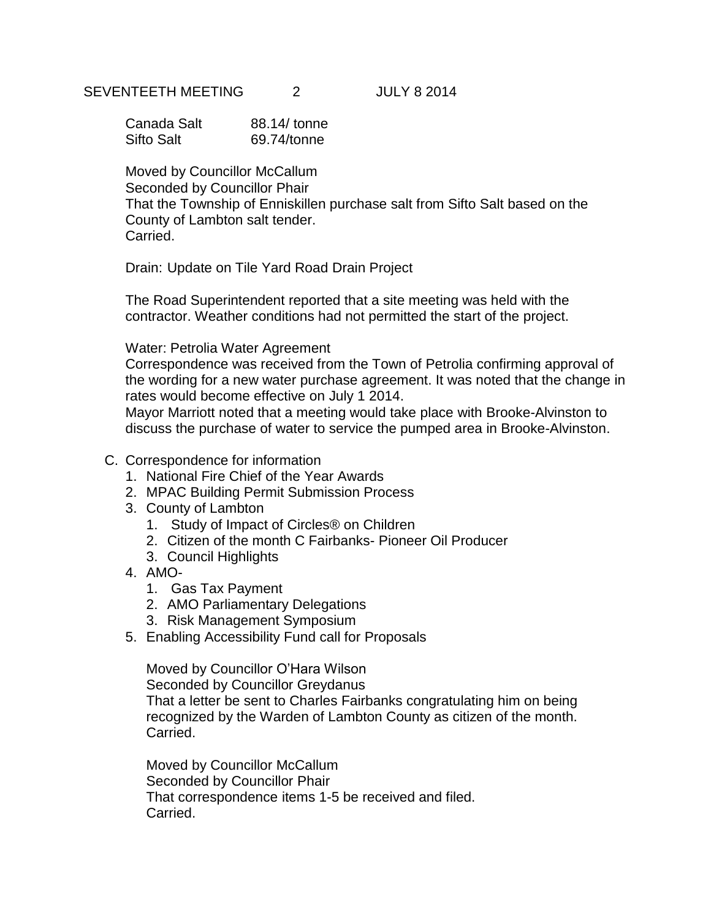Canada Salt 88.14/ tonne
Sifto Salt 69.74/tonne

Moved by Councillor McCallum
Seconded by Councillor Phair
That the Township of Enniskillen purchase salt from Sifto Salt based on the County of Lambton salt tender.
Carried.

Drain: Update on Tile Yard Road Drain Project

The Road Superintendent reported that a site meeting was held with the contractor. Weather conditions had not permitted the start of the project.

Water: Petrolia Water Agreement
Correspondence was received from the Town of Petrolia confirming approval of the wording for a new water purchase agreement. It was noted that the change in rates would become effective on July 1 2014.
Mayor Marriott noted that a meeting would take place with Brooke-Alvinston to discuss the purchase of water to service the pumped area in Brooke-Alvinston.

C. Correspondence for information
   1. National Fire Chief of the Year Awards
   2. MPAC Building Permit Submission Process
   3. County of Lambton
      1. Study of Impact of Circles® on Children
      2. Citizen of the month C Fairbanks- Pioneer Oil Producer
      3. Council Highlights
   4. AMO-
      1. Gas Tax Payment
      2. AMO Parliamentary Delegations
      3. Risk Management Symposium
   5. Enabling Accessibility Fund call for Proposals

   Moved by Councillor O'Hara Wilson
   Seconded by Councillor Greydanus
   That a letter be sent to Charles Fairbanks congratulating him on being recognized by the Warden of Lambton County as citizen of the month.
   Carried.

   Moved by Councillor McCallum
   Seconded by Councillor Phair
   That correspondence items 1-5 be received and filed.
   Carried.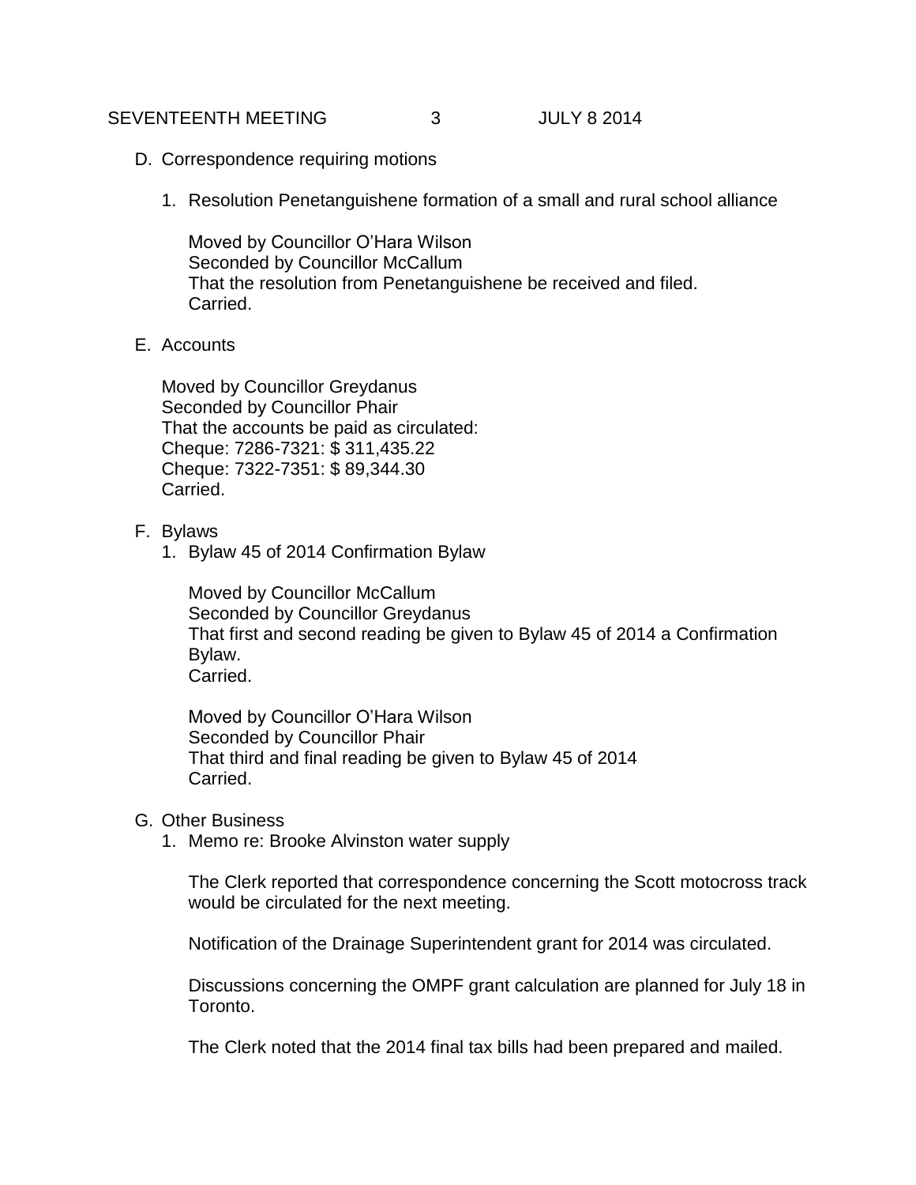D. Correspondence requiring motions

1. Resolution Penetanguishene formation of a small and rural school alliance

   Moved by Councillor O'Hara Wilson
   Seconded by Councillor McCallum
   That the resolution from Penetanguishene be received and filed.
   Carried.

E. Accounts

   Moved by Councillor Greydanus
   Seconded by Councillor Phair
   That the accounts be paid as circulated:
   Cheque: 7286-7321: $ 311,435.22
   Cheque: 7322-7351: $ 89,344.30
   Carried.

F. Bylaws

1. Bylaw 45 of 2014 Confirmation Bylaw

   Moved by Councillor McCallum
   Seconded by Councillor Greydanus
   That first and second reading be given to Bylaw 45 of 2014 a Confirmation Bylaw.
   Carried.

   Moved by Councillor O'Hara Wilson
   Seconded by Councillor Phair
   That third and final reading be given to Bylaw 45 of 2014
   Carried.

G. Other Business

1. Memo re: Brooke Alvinston water supply

   The Clerk reported that correspondence concerning the Scott motocross track would be circulated for the next meeting.

   Notification of the Drainage Superintendent grant for 2014 was circulated.

   Discussions concerning the OMPF grant calculation are planned for July 18 in Toronto.

   The Clerk noted that the 2014 final tax bills had been prepared and mailed.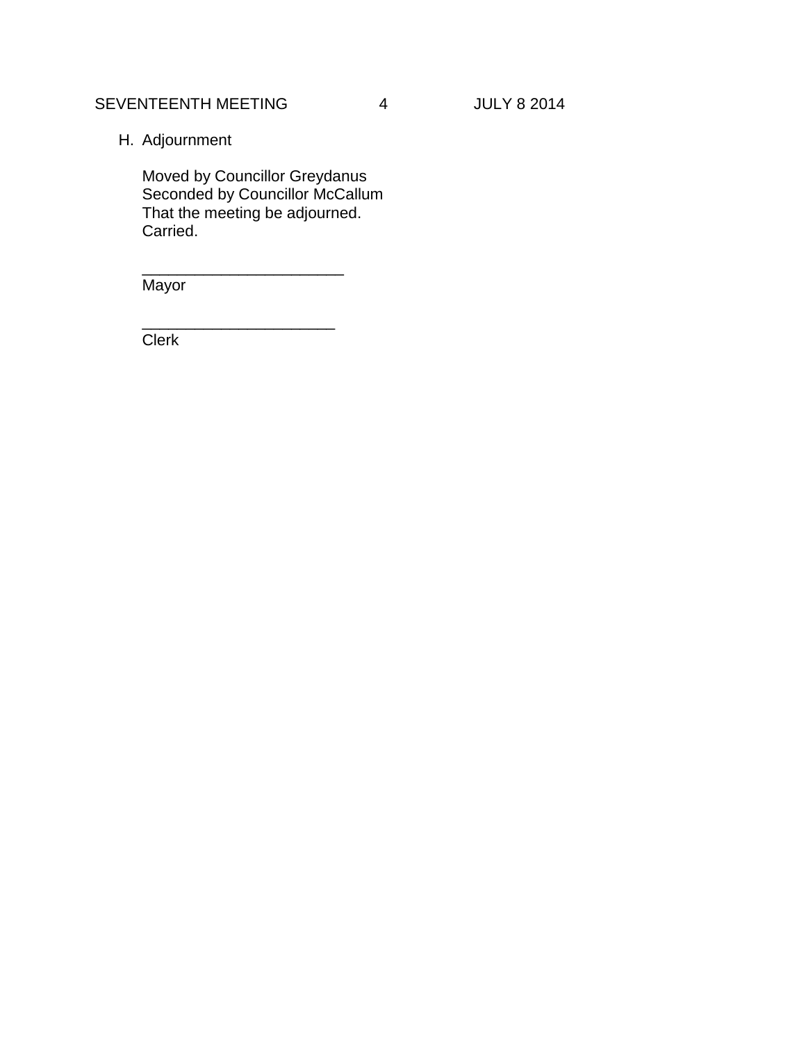H. Adjournment

Moved by Councillor Greydanus
Seconded by Councillor McCallum
That the meeting be adjourned.
Carried.

_______________________
Mayor

______________________
Clerk